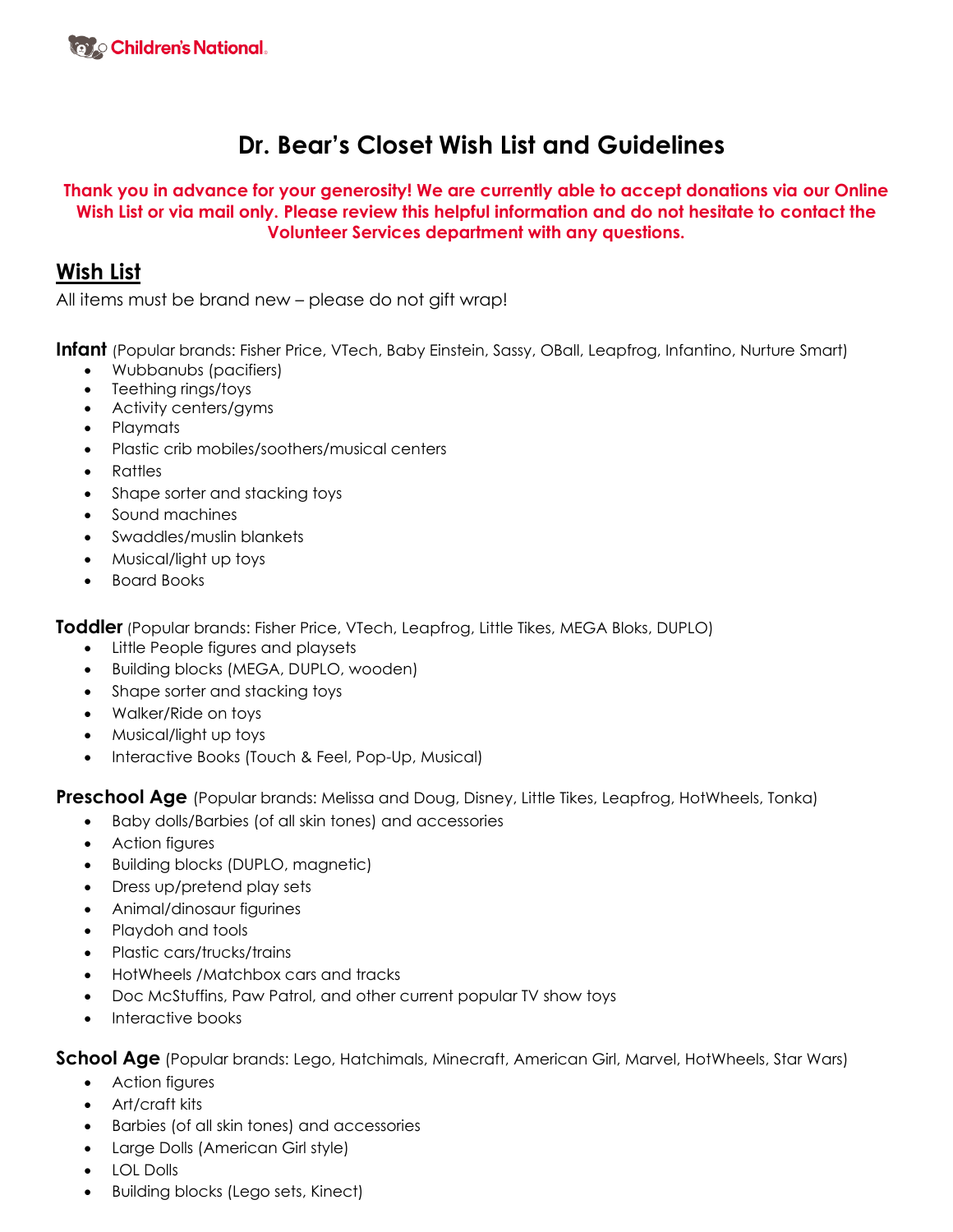# Dr. Bear's Closet Wish List and Guidelines

**Thank you in advance for your generosity! We are currently able to accept donations via our Online Wish List or via mail only. Please review this helpful information and do not hesitate to contact the Volunteer Services department with any questions.**

## Wish List

All items must be brand new – please do not gift wrap!

**Infant** (Popular brands: Fisher Price, VTech, Baby Einstein, Sassy, OBall, Leapfrog, Infantino, Nurture Smart)

- Wubbanubs (pacifiers)
- Teething rings/toys
- Activity centers/gyms
- Playmats
- Plastic crib mobiles/soothers/musical centers
- Rattles
- Shape sorter and stacking toys
- Sound machines
- Swaddles/muslin blankets
- Musical/light up toys
- Board Books

**Toddler** (Popular brands: Fisher Price, VTech, Leapfrog, Little Tikes, MEGA Bloks, DUPLO)

- Little People figures and playsets
- Building blocks (MEGA, DUPLO, wooden)
- Shape sorter and stacking toys
- Walker/Ride on toys
- Musical/light up toys
- Interactive Books (Touch & Feel, Pop-Up, Musical)

**Preschool Age** (Popular brands: Melissa and Doug, Disney, Little Tikes, Leapfrog, HotWheels, Tonka)

- Baby dolls/Barbies (of all skin tones) and accessories
- Action figures
- Building blocks (DUPLO, magnetic)
- Dress up/pretend play sets
- Animal/dinosaur figurines
- Playdoh and tools
- Plastic cars/trucks/trains
- HotWheels /Matchbox cars and tracks
- Doc McStuffins, Paw Patrol, and other current popular TV show toys
- Interactive books

**School Age** (Popular brands: Lego, Hatchimals, Minecraft, American Girl, Marvel, HotWheels, Star Wars)

- Action figures
- Art/craft kits
- Barbies (of all skin tones) and accessories
- Large Dolls (American Girl style)
- LOL Dolls
- Building blocks (Lego sets, Kinect)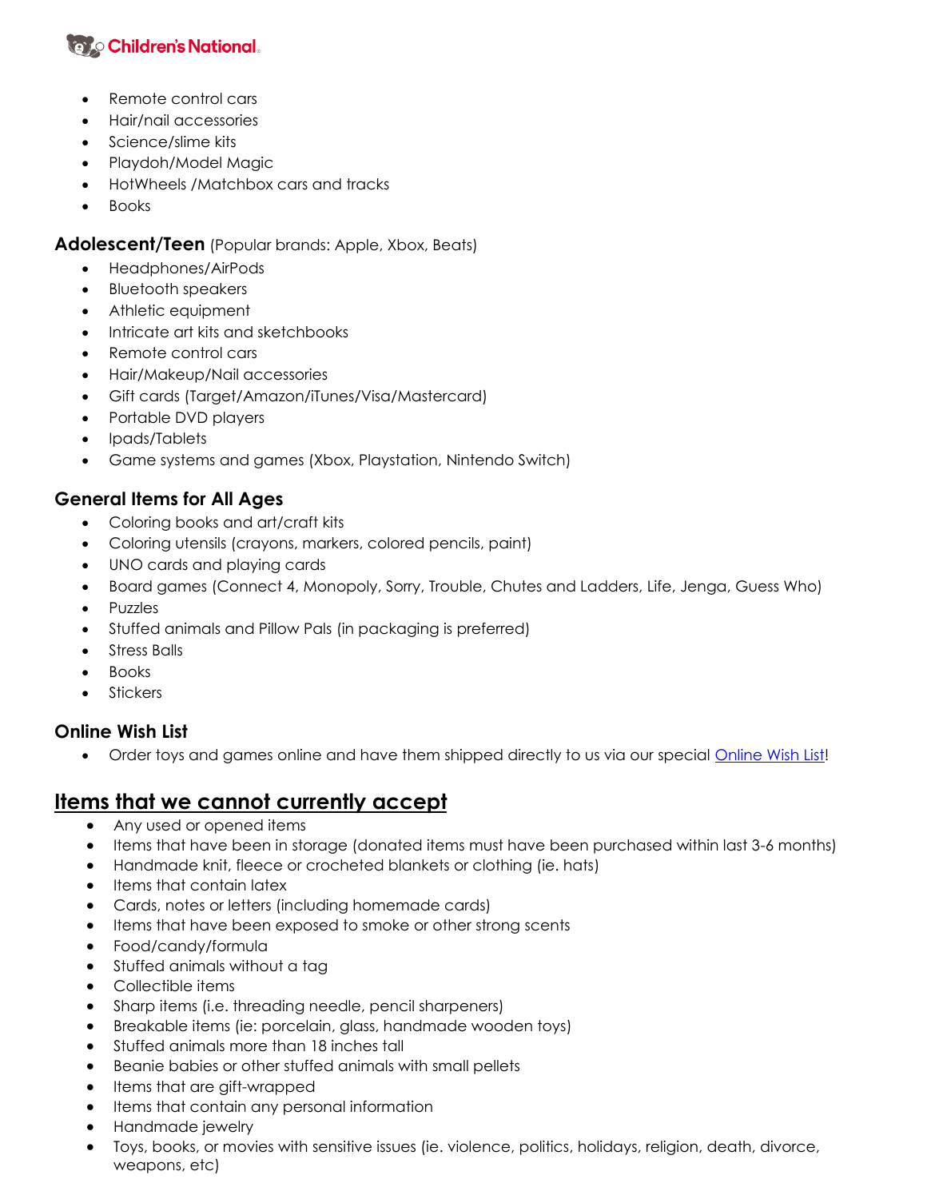- Remote control cars
- Hair/nail accessories
- Science/slime kits
- Playdoh/Model Magic
- HotWheels /Matchbox cars and tracks
- Books

### **Adolescent/Teen** (Popular brands: Apple, Xbox, Beats)

- Headphones/AirPods
- Bluetooth speakers
- Athletic equipment
- Intricate art kits and sketchbooks
- Remote control cars
- Hair/Makeup/Nail accessories
- Gift cards (Target/Amazon/iTunes/Visa/Mastercard)
- Portable DVD players
- Ipads/Tablets
- Game systems and games (Xbox, Playstation, Nintendo Switch)

### General Items for All Ages

- Coloring books and art/craft kits
- Coloring utensils (crayons, markers, colored pencils, paint)
- UNO cards and playing cards
- Board games (Connect 4, Monopoly, Sorry, Trouble, Chutes and Ladders, Life, Jenga, Guess Who)
- Puzzles
- Stuffed animals and Pillow Pals (in packaging is preferred)
- Stress Balls
- Books
- Stickers

### Online Wish List

- Order toys and games online and have them shipped directly to us via our special Online Wish List!

## Items that we cannot currently accept

- Any used or opened items
- Items that have been in storage (donated items must have been purchased within last 3-6 months)
- Handmade knit, fleece or crocheted blankets or clothing (ie. hats)
- Items that contain latex
- Cards, notes or letters (including homemade cards)
- Items that have been exposed to smoke or other strong scents
- Food/candy/formula
- Stuffed animals without a tag
- Collectible items
- Sharp items (i.e. threading needle, pencil sharpeners)
- Breakable items (ie: porcelain, glass, handmade wooden toys)
- Stuffed animals more than 18 inches tall
- Beanie babies or other stuffed animals with small pellets
- Items that are gift-wrapped
- Items that contain any personal information
- Handmade jewelry
- Toys, books, or movies with sensitive issues (ie. violence, politics, holidays, religion, death, divorce, weapons, etc)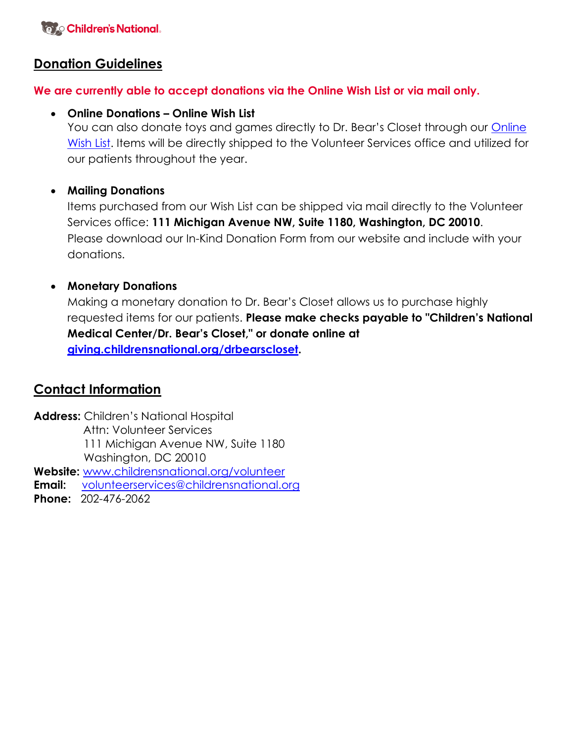## Donation Guidelines

**We are currently able to accept donations via the Online Wish List or via mail only.**

- **Online Donations – Online Wish List**
  You can also donate toys and games directly to Dr. Bear's Closet through our Online Wish List. Items will be directly shipped to the Volunteer Services office and utilized for our patients throughout the year.

- **Mailing Donations**
  Items purchased from our Wish List can be shipped via mail directly to the Volunteer Services office: **111 Michigan Avenue NW, Suite 1180, Washington, DC 20010**. Please download our In-Kind Donation Form from our website and include with your donations.

- **Monetary Donations**
  Making a monetary donation to Dr. Bear's Closet allows us to purchase highly requested items for our patients. **Please make checks payable to "Children's National Medical Center/Dr. Bear's Closet," or donate online at giving.childrensnational.org/drbearscloset.**

## Contact Information

**Address:** Children's National Hospital
Attn: Volunteer Services
111 Michigan Avenue NW, Suite 1180
Washington, DC 20010
**Website:** www.childrensnational.org/volunteer
**Email:** volunteerservices@childrensnational.org
**Phone:** 202-476-2062